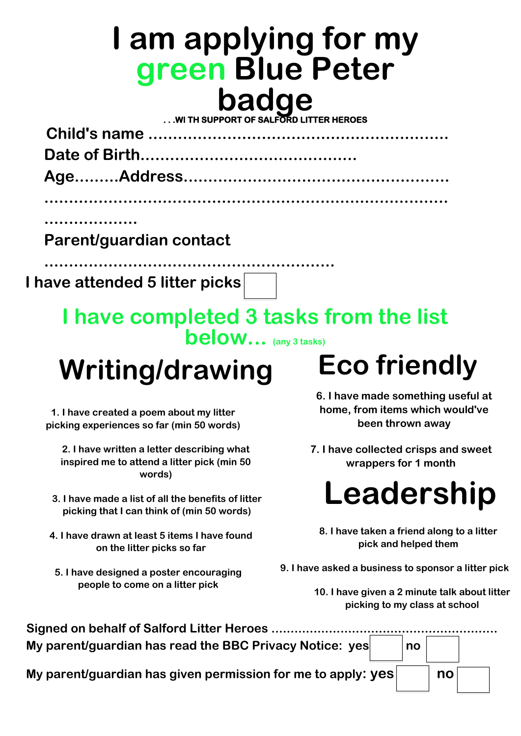# I am applying for my green Blue Peter badge

...WI TH SUPPORT OF SALFORD LITTER HEROES

Child's name ...........................................................

Date of Birth.........................................

Age.........Address...................................................

..........................................................................

...................

Parent/guardian contact

.........................................................

I have attended 5 litter picks ☐

## I have completed 3 tasks from the list below... (any 3 tasks)

## Writing/drawing

1. I have created a poem about my litter picking experiences so far (min 50 words)

2. I have written a letter describing what inspired me to attend a litter pick (min 50 words)

3. I have made a list of all the benefits of litter picking that I can think of (min 50 words)

4. I have drawn at least 5 items I have found on the litter picks so far

5. I have designed a poster encouraging people to come on a litter pick

## Eco friendly

6. I have made something useful at home, from items which would've been thrown away

7. I have collected crisps and sweet wrappers for 1 month

## Leadership

8. I have taken a friend along to a litter pick and helped them

9. I have asked a business to sponsor a litter pick

10. I have given a 2 minute talk about litter picking to my class at school

Signed on behalf of Salford Litter Heroes .........................................................

My parent/guardian has read the BBC Privacy Notice: yes ☐ no ☐

My parent/guardian has given permission for me to apply: yes ☐ no ☐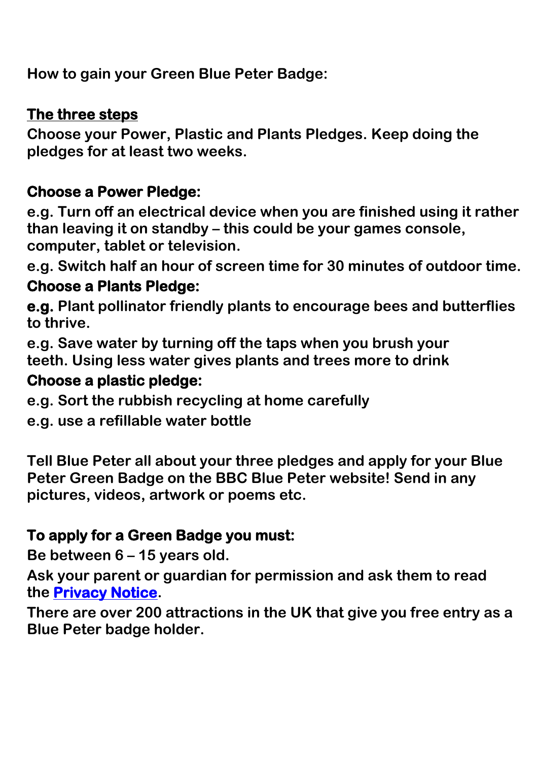**How to gain your Green Blue Peter Badge:**

**The three steps**

**Choose your Power, Plastic and Plants Pledges. Keep doing the pledges for at least two weeks.**

**Choose a Power Pledge:**

**e.g. Turn off an electrical device when you are finished using it rather than leaving it on standby – this could be your games console, computer, tablet or television.**

**e.g. Switch half an hour of screen time for 30 minutes of outdoor time.**

**Choose a Plants Pledge:**

**e.g. Plant pollinator friendly plants to encourage bees and butterflies to thrive.**

**e.g. Save water by turning off the taps when you brush your teeth. Using less water gives plants and trees more to drink**

**Choose a plastic pledge:**

**e.g. Sort the rubbish recycling at home carefully**

**e.g. use a refillable water bottle**

**Tell Blue Peter all about your three pledges and apply for your Blue Peter Green Badge on the BBC Blue Peter website! Send in any pictures, videos, artwork or poems etc.**

**To apply for a Green Badge you must:**

**Be between 6 – 15 years old.**

**Ask your parent or guardian for permission and ask them to read the Privacy Notice.**

**There are over 200 attractions in the UK that give you free entry as a Blue Peter badge holder.**